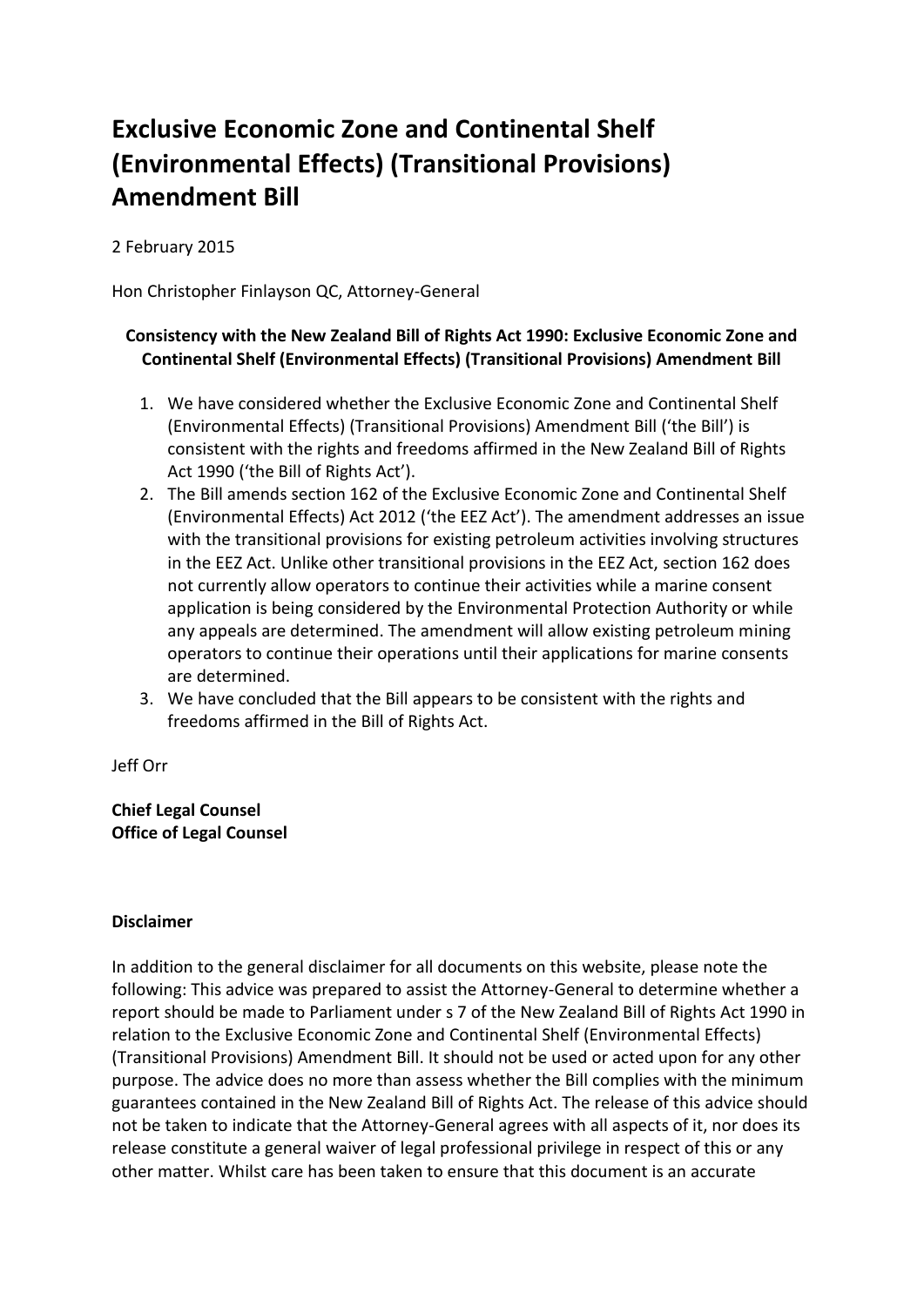# Exclusive Economic Zone and Continental Shelf (Environmental Effects) (Transitional Provisions) Amendment Bill

2 February 2015

Hon Christopher Finlayson QC, Attorney-General

**Consistency with the New Zealand Bill of Rights Act 1990: Exclusive Economic Zone and Continental Shelf (Environmental Effects) (Transitional Provisions) Amendment Bill**

1. We have considered whether the Exclusive Economic Zone and Continental Shelf (Environmental Effects) (Transitional Provisions) Amendment Bill ('the Bill') is consistent with the rights and freedoms affirmed in the New Zealand Bill of Rights Act 1990 ('the Bill of Rights Act').
2. The Bill amends section 162 of the Exclusive Economic Zone and Continental Shelf (Environmental Effects) Act 2012 ('the EEZ Act'). The amendment addresses an issue with the transitional provisions for existing petroleum activities involving structures in the EEZ Act. Unlike other transitional provisions in the EEZ Act, section 162 does not currently allow operators to continue their activities while a marine consent application is being considered by the Environmental Protection Authority or while any appeals are determined. The amendment will allow existing petroleum mining operators to continue their operations until their applications for marine consents are determined.
3. We have concluded that the Bill appears to be consistent with the rights and freedoms affirmed in the Bill of Rights Act.

Jeff Orr

**Chief Legal Counsel**
**Office of Legal Counsel**

**Disclaimer**

In addition to the general disclaimer for all documents on this website, please note the following: This advice was prepared to assist the Attorney-General to determine whether a report should be made to Parliament under s 7 of the New Zealand Bill of Rights Act 1990 in relation to the Exclusive Economic Zone and Continental Shelf (Environmental Effects) (Transitional Provisions) Amendment Bill. It should not be used or acted upon for any other purpose. The advice does no more than assess whether the Bill complies with the minimum guarantees contained in the New Zealand Bill of Rights Act. The release of this advice should not be taken to indicate that the Attorney-General agrees with all aspects of it, nor does its release constitute a general waiver of legal professional privilege in respect of this or any other matter. Whilst care has been taken to ensure that this document is an accurate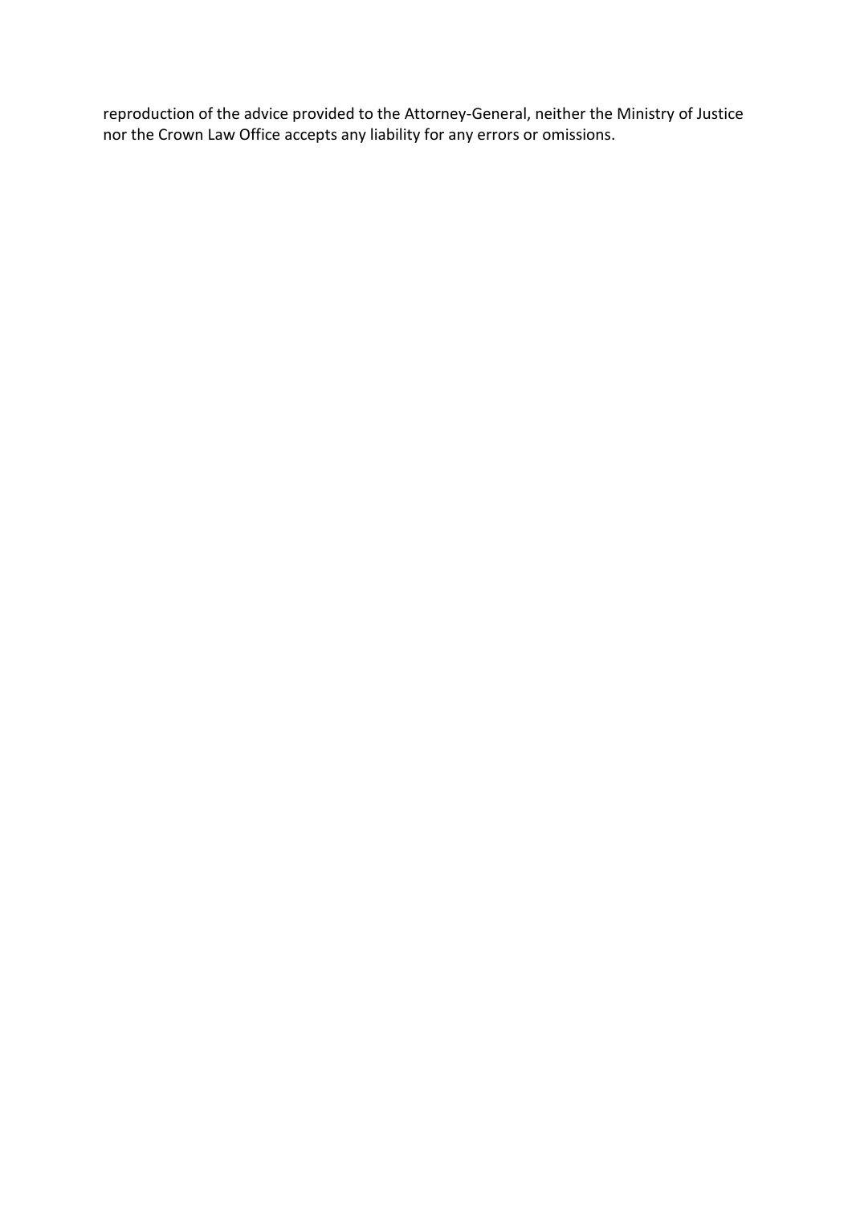reproduction of the advice provided to the Attorney-General, neither the Ministry of Justice nor the Crown Law Office accepts any liability for any errors or omissions.